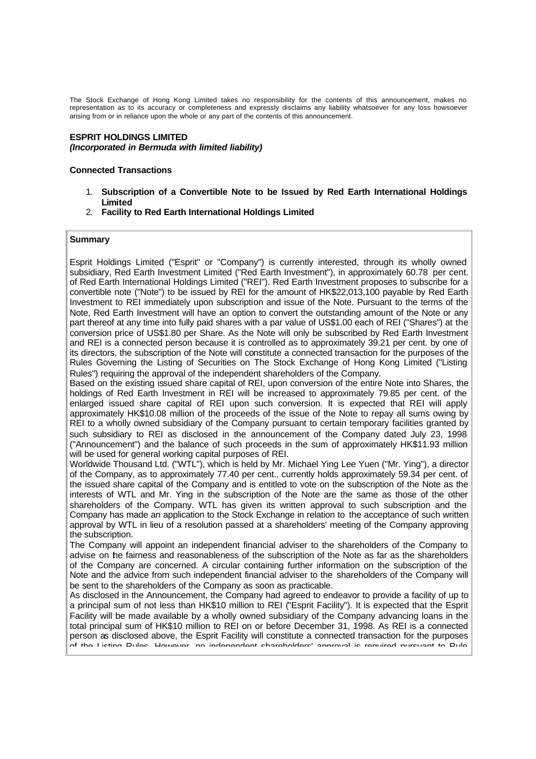The Stock Exchange of Hong Kong Limited takes no responsibility for the contents of this announcement, makes no representation as to its accuracy or completeness and expressly disclaims any liability whatsoever for any loss howsoever arising from or in reliance upon the whole or any part of the contents of this announcement.

**ESPRIT HOLDINGS LIMITED**
***(Incorporated in Bermuda with limited liability)***

**Connected Transactions**

1. **Subscription of a Convertible Note to be Issued by Red Earth International Holdings Limited**
2. **Facility to Red Earth International Holdings Limited**

**Summary**

Esprit Holdings Limited ("Esprit" or "Company") is currently interested, through its wholly owned subsidiary, Red Earth Investment Limited ("Red Earth Investment"), in approximately 60.78 per cent. of Red Earth International Holdings Limited ("REI"). Red Earth Investment proposes to subscribe for a convertible note ("Note") to be issued by REI for the amount of HK$22,013,100 payable by Red Earth Investment to REI immediately upon subscription and issue of the Note. Pursuant to the terms of the Note, Red Earth Investment will have an option to convert the outstanding amount of the Note or any part thereof at any time into fully paid shares with a par value of US$1.00 each of REI ("Shares") at the conversion price of US$1.80 per Share. As the Note will only be subscribed by Red Earth Investment and REI is a connected person because it is controlled as to approximately 39.21 per cent. by one of its directors, the subscription of the Note will constitute a connected transaction for the purposes of the Rules Governing the Listing of Securities on The Stock Exchange of Hong Kong Limited ("Listing Rules") requiring the approval of the independent shareholders of the Company.

Based on the existing issued share capital of REI, upon conversion of the entire Note into Shares, the holdings of Red Earth Investment in REI will be increased to approximately 79.85 per cent. of the enlarged issued share capital of REI upon such conversion. It is expected that REI will apply approximately HK$10.08 million of the proceeds of the issue of the Note to repay all sums owing by REI to a wholly owned subsidiary of the Company pursuant to certain temporary facilities granted by such subsidiary to REI as disclosed in the announcement of the Company dated July 23, 1998 ("Announcement") and the balance of such proceeds in the sum of approximately HK$11.93 million will be used for general working capital purposes of REI.

Worldwide Thousand Ltd. ("WTL"), which is held by Mr. Michael Ying Lee Yuen ("Mr. Ying"), a director of the Company, as to approximately 77.40 per cent., currently holds approximately 59.34 per cent. of the issued share capital of the Company and is entitled to vote on the subscription of the Note as the interests of WTL and Mr. Ying in the subscription of the Note are the same as those of the other shareholders of the Company. WTL has given its written approval to such subscription and the Company has made an application to the Stock Exchange in relation to the acceptance of such written approval by WTL in lieu of a resolution passed at a shareholders' meeting of the Company approving the subscription.

The Company will appoint an independent financial adviser to the shareholders of the Company to advise on the fairness and reasonableness of the subscription of the Note as far as the shareholders of the Company are concerned. A circular containing further information on the subscription of the Note and the advice from such independent financial adviser to the shareholders of the Company will be sent to the shareholders of the Company as soon as practicable.

As disclosed in the Announcement, the Company had agreed to endeavor to provide a facility of up to a principal sum of not less than HK$10 million to REI ("Esprit Facility"). It is expected that the Esprit Facility will be made available by a wholly owned subsidiary of the Company advancing loans in the total principal sum of HK$10 million to REI on or before December 31, 1998. As REI is a connected person as disclosed above, the Esprit Facility will constitute a connected transaction for the purposes of the Listing Rules. However, no independent shareholders' approval is required pursuant to Rule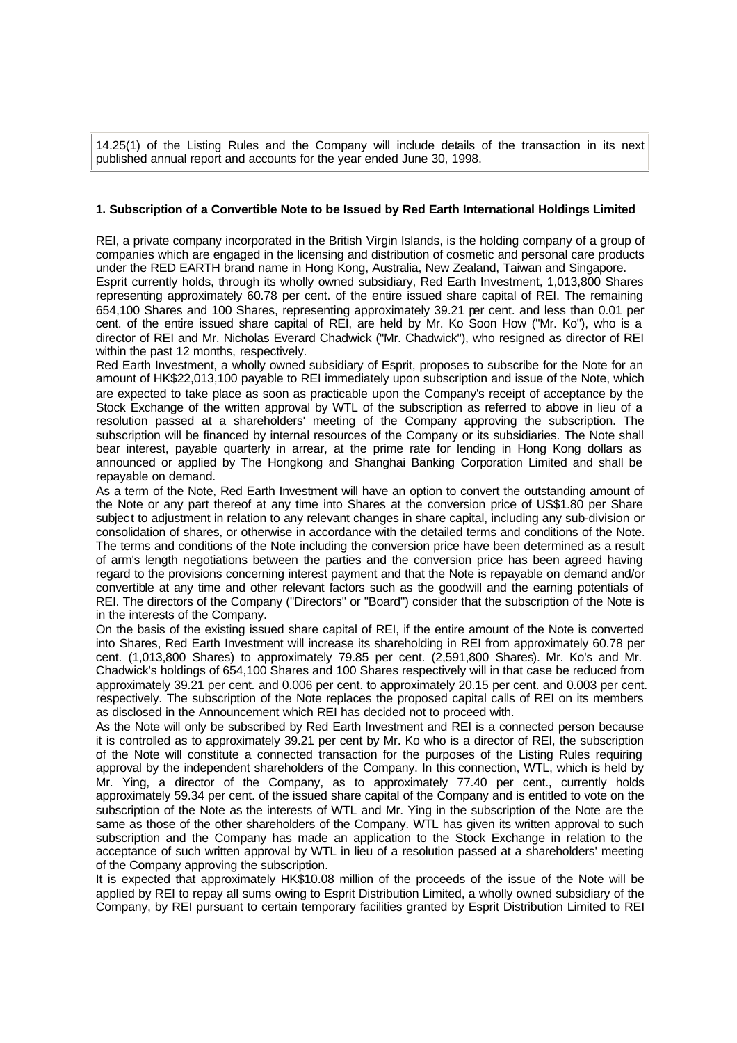14.25(1) of the Listing Rules and the Company will include details of the transaction in its next published annual report and accounts for the year ended June 30, 1998.

**1. Subscription of a Convertible Note to be Issued by Red Earth International Holdings Limited**

REI, a private company incorporated in the British Virgin Islands, is the holding company of a group of companies which are engaged in the licensing and distribution of cosmetic and personal care products under the RED EARTH brand name in Hong Kong, Australia, New Zealand, Taiwan and Singapore.

Esprit currently holds, through its wholly owned subsidiary, Red Earth Investment, 1,013,800 Shares representing approximately 60.78 per cent. of the entire issued share capital of REI. The remaining 654,100 Shares and 100 Shares, representing approximately 39.21 per cent. and less than 0.01 per cent. of the entire issued share capital of REI, are held by Mr. Ko Soon How ("Mr. Ko"), who is a director of REI and Mr. Nicholas Everard Chadwick ("Mr. Chadwick"), who resigned as director of REI within the past 12 months, respectively.

Red Earth Investment, a wholly owned subsidiary of Esprit, proposes to subscribe for the Note for an amount of HK$22,013,100 payable to REI immediately upon subscription and issue of the Note, which are expected to take place as soon as practicable upon the Company's receipt of acceptance by the Stock Exchange of the written approval by WTL of the subscription as referred to above in lieu of a resolution passed at a shareholders' meeting of the Company approving the subscription. The subscription will be financed by internal resources of the Company or its subsidiaries. The Note shall bear interest, payable quarterly in arrear, at the prime rate for lending in Hong Kong dollars as announced or applied by The Hongkong and Shanghai Banking Corporation Limited and shall be repayable on demand.

As a term of the Note, Red Earth Investment will have an option to convert the outstanding amount of the Note or any part thereof at any time into Shares at the conversion price of US$1.80 per Share subject to adjustment in relation to any relevant changes in share capital, including any sub-division or consolidation of shares, or otherwise in accordance with the detailed terms and conditions of the Note. The terms and conditions of the Note including the conversion price have been determined as a result of arm's length negotiations between the parties and the conversion price has been agreed having regard to the provisions concerning interest payment and that the Note is repayable on demand and/or convertible at any time and other relevant factors such as the goodwill and the earning potentials of REI. The directors of the Company ("Directors" or "Board") consider that the subscription of the Note is in the interests of the Company.

On the basis of the existing issued share capital of REI, if the entire amount of the Note is converted into Shares, Red Earth Investment will increase its shareholding in REI from approximately 60.78 per cent. (1,013,800 Shares) to approximately 79.85 per cent. (2,591,800 Shares). Mr. Ko's and Mr. Chadwick's holdings of 654,100 Shares and 100 Shares respectively will in that case be reduced from approximately 39.21 per cent. and 0.006 per cent. to approximately 20.15 per cent. and 0.003 per cent. respectively. The subscription of the Note replaces the proposed capital calls of REI on its members as disclosed in the Announcement which REI has decided not to proceed with.

As the Note will only be subscribed by Red Earth Investment and REI is a connected person because it is controlled as to approximately 39.21 per cent by Mr. Ko who is a director of REI, the subscription of the Note will constitute a connected transaction for the purposes of the Listing Rules requiring approval by the independent shareholders of the Company. In this connection, WTL, which is held by Mr. Ying, a director of the Company, as to approximately 77.40 per cent., currently holds approximately 59.34 per cent. of the issued share capital of the Company and is entitled to vote on the subscription of the Note as the interests of WTL and Mr. Ying in the subscription of the Note are the same as those of the other shareholders of the Company. WTL has given its written approval to such subscription and the Company has made an application to the Stock Exchange in relation to the acceptance of such written approval by WTL in lieu of a resolution passed at a shareholders' meeting of the Company approving the subscription.

It is expected that approximately HK$10.08 million of the proceeds of the issue of the Note will be applied by REI to repay all sums owing to Esprit Distribution Limited, a wholly owned subsidiary of the Company, by REI pursuant to certain temporary facilities granted by Esprit Distribution Limited to REI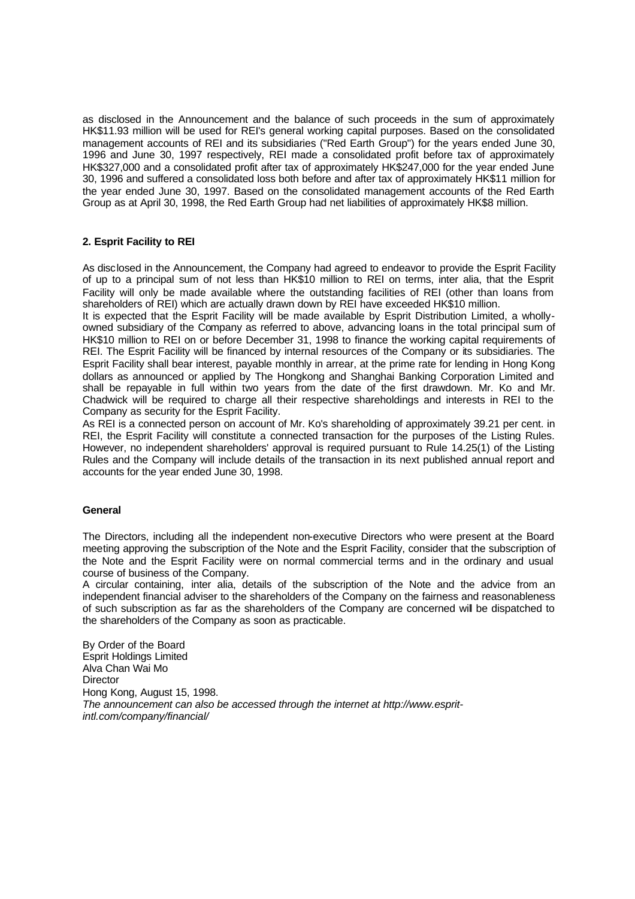as disclosed in the Announcement and the balance of such proceeds in the sum of approximately HK$11.93 million will be used for REI's general working capital purposes. Based on the consolidated management accounts of REI and its subsidiaries ("Red Earth Group") for the years ended June 30, 1996 and June 30, 1997 respectively, REI made a consolidated profit before tax of approximately HK$327,000 and a consolidated profit after tax of approximately HK$247,000 for the year ended June 30, 1996 and suffered a consolidated loss both before and after tax of approximately HK$11 million for the year ended June 30, 1997. Based on the consolidated management accounts of the Red Earth Group as at April 30, 1998, the Red Earth Group had net liabilities of approximately HK$8 million.

**2. Esprit Facility to REI**

As disclosed in the Announcement, the Company had agreed to endeavor to provide the Esprit Facility of up to a principal sum of not less than HK$10 million to REI on terms, inter alia, that the Esprit Facility will only be made available where the outstanding facilities of REI (other than loans from shareholders of REI) which are actually drawn down by REI have exceeded HK$10 million.

It is expected that the Esprit Facility will be made available by Esprit Distribution Limited, a wholly-owned subsidiary of the Company as referred to above, advancing loans in the total principal sum of HK$10 million to REI on or before December 31, 1998 to finance the working capital requirements of REI. The Esprit Facility will be financed by internal resources of the Company or its subsidiaries. The Esprit Facility shall bear interest, payable monthly in arrear, at the prime rate for lending in Hong Kong dollars as announced or applied by The Hongkong and Shanghai Banking Corporation Limited and shall be repayable in full within two years from the date of the first drawdown. Mr. Ko and Mr. Chadwick will be required to charge all their respective shareholdings and interests in REI to the Company as security for the Esprit Facility.

As REI is a connected person on account of Mr. Ko's shareholding of approximately 39.21 per cent. in REI, the Esprit Facility will constitute a connected transaction for the purposes of the Listing Rules. However, no independent shareholders' approval is required pursuant to Rule 14.25(1) of the Listing Rules and the Company will include details of the transaction in its next published annual report and accounts for the year ended June 30, 1998.

**General**

The Directors, including all the independent non-executive Directors who were present at the Board meeting approving the subscription of the Note and the Esprit Facility, consider that the subscription of the Note and the Esprit Facility were on normal commercial terms and in the ordinary and usual course of business of the Company.

A circular containing, inter alia, details of the subscription of the Note and the advice from an independent financial adviser to the shareholders of the Company on the fairness and reasonableness of such subscription as far as the shareholders of the Company are concerned will be dispatched to the shareholders of the Company as soon as practicable.

By Order of the Board
Esprit Holdings Limited
Alva Chan Wai Mo
Director
Hong Kong, August 15, 1998.
*The announcement can also be accessed through the internet at http://www.esprit-intl.com/company/financial/*